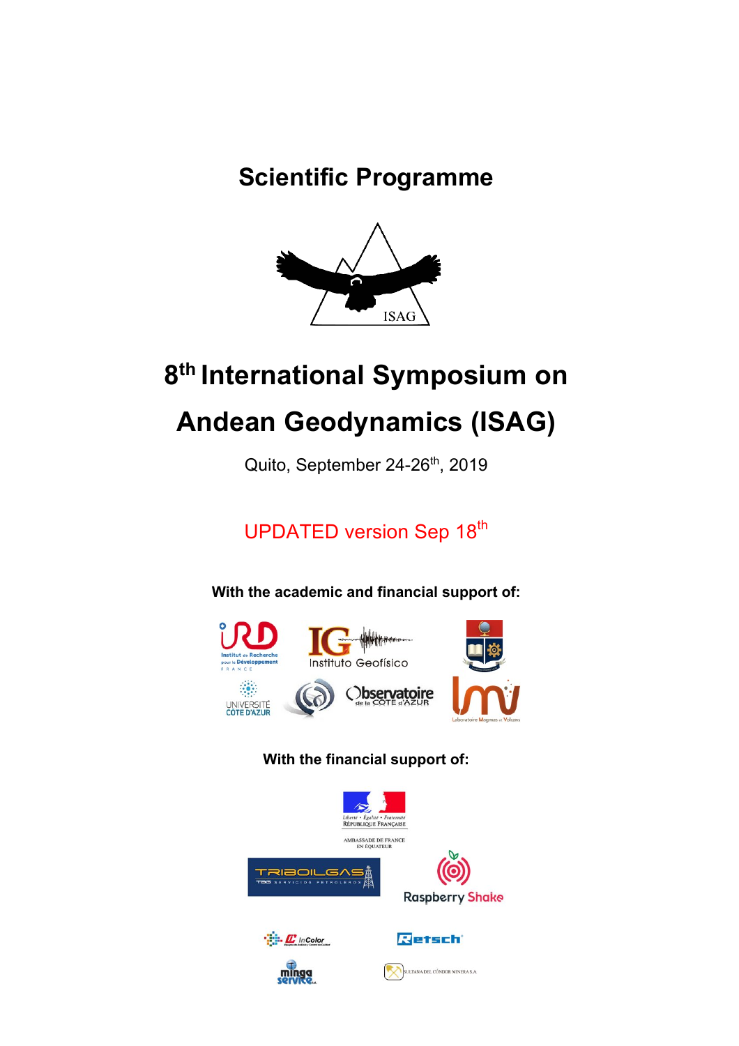# Scientific Programme

ISAG

# 8th International Symposium on Andean Geodynamics (ISAG)

Quito, September 24-26th, 2019

UPDATED version Sep 18th

**With the academic and financial support of:**

**With the financial support of:**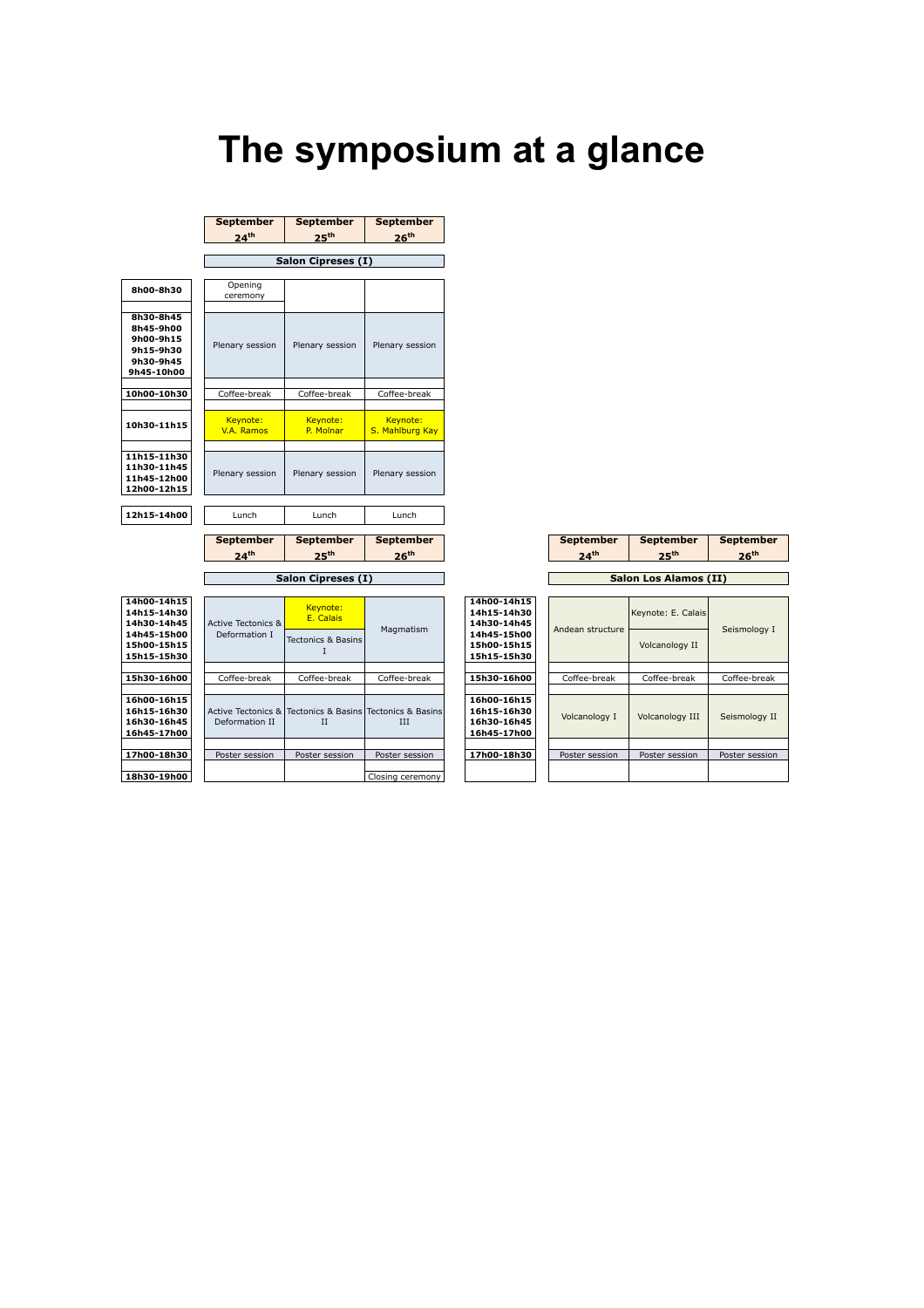# The symposium at a glance

**Salon Cipreses (I)**

| | September 24th | September 25th | September 26th |
|---|---|---|---|
| 8h00-8h30 | Opening ceremony | | |
| 8h30-8h45<br>8h45-9h00<br>9h00-9h15<br>9h15-9h30<br>9h30-9h45<br>9h45-10h00 | Plenary session | Plenary session | Plenary session |
| 10h00-10h30 | Coffee-break | Coffee-break | Coffee-break |
| 10h30-11h15 | Keynote: V.A. Ramos | Keynote: P. Molnar | Keynote: S. Mahlburg Kay |
| 11h15-11h30<br>11h30-11h45<br>11h45-12h00<br>12h00-12h15 | Plenary session | Plenary session | Plenary session |
| 12h15-14h00 | Lunch | Lunch | Lunch |

**Salon Cipreses (I)**

| | September 24th | September 25th | September 26th |
|---|---|---|---|
| 14h00-14h15<br>14h15-14h30<br>14h30-14h45<br>14h45-15h00<br>15h00-15h15<br>15h15-15h30 | Active Tectonics & Deformation I | Keynote: E. Calais<br>Tectonics & Basins I | Magmatism |
| 15h30-16h00 | Coffee-break | Coffee-break | Coffee-break |
| 16h00-16h15<br>16h15-16h30<br>16h30-16h45<br>16h45-17h00 | Active Tectonics & Deformation II | Tectonics & Basins II | Tectonics & Basins III |
| 17h00-18h30 | Poster session | Poster session | Poster session |
| 18h30-19h00 | | | Closing ceremony |

**Salon Los Alamos (II)**

| | September 24th | September 25th | September 26th |
|---|---|---|---|
| 14h00-14h15<br>14h15-14h30<br>14h30-14h45<br>14h45-15h00<br>15h00-15h15<br>15h15-15h30 | Andean structure | Keynote: E. Calais<br>Volcanology II | Seismology I |
| 15h30-16h00 | Coffee-break | Coffee-break | Coffee-break |
| 16h00-16h15<br>16h15-16h30<br>16h30-16h45<br>16h45-17h00 | Volcanology I | Volcanology III | Seismology II |
| 17h00-18h30 | Poster session | Poster session | Poster session |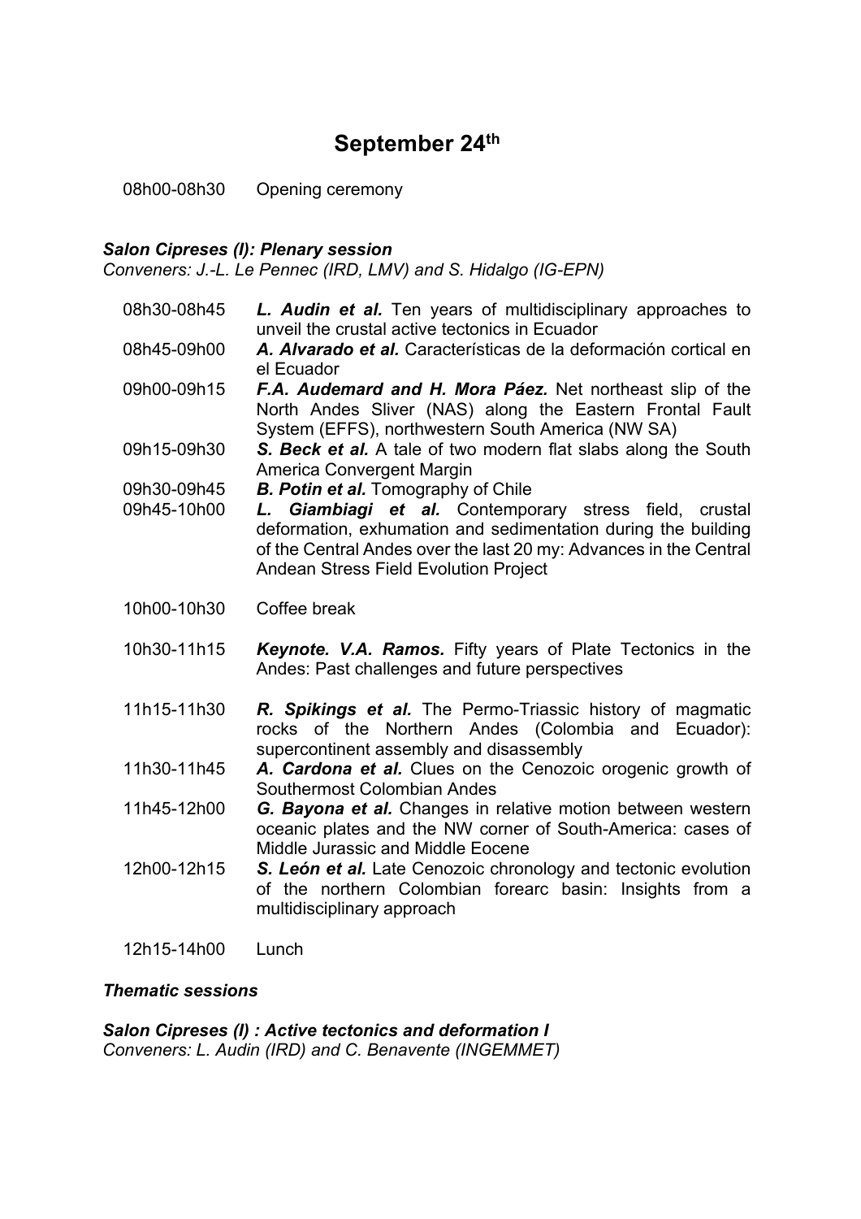# September 24th

08h00-08h30 Opening ceremony

***Salon Cipreses (I): Plenary session***

*Conveners: J.-L. Le Pennec (IRD, LMV) and S. Hidalgo (IG-EPN)*

08h30-08h45 ***L. Audin et al.*** Ten years of multidisciplinary approaches to unveil the crustal active tectonics in Ecuador

08h45-09h00 ***A. Alvarado et al.*** Características de la deformación cortical en el Ecuador

09h00-09h15 ***F.A. Audemard and H. Mora Páez.*** Net northeast slip of the North Andes Sliver (NAS) along the Eastern Frontal Fault System (EFFS), northwestern South America (NW SA)

09h15-09h30 ***S. Beck et al.*** A tale of two modern flat slabs along the South America Convergent Margin

09h30-09h45 ***B. Potin et al.*** Tomography of Chile

09h45-10h00 ***L. Giambiagi et al.*** Contemporary stress field, crustal deformation, exhumation and sedimentation during the building of the Central Andes over the last 20 my: Advances in the Central Andean Stress Field Evolution Project

10h00-10h30 Coffee break

10h30-11h15 ***Keynote. V.A. Ramos.*** Fifty years of Plate Tectonics in the Andes: Past challenges and future perspectives

11h15-11h30 ***R. Spikings et al.*** The Permo-Triassic history of magmatic rocks of the Northern Andes (Colombia and Ecuador): supercontinent assembly and disassembly

11h30-11h45 ***A. Cardona et al.*** Clues on the Cenozoic orogenic growth of Southermost Colombian Andes

11h45-12h00 ***G. Bayona et al.*** Changes in relative motion between western oceanic plates and the NW corner of South-America: cases of Middle Jurassic and Middle Eocene

12h00-12h15 ***S. León et al.*** Late Cenozoic chronology and tectonic evolution of the northern Colombian forearc basin: Insights from a multidisciplinary approach

12h15-14h00 Lunch

***Thematic sessions***

***Salon Cipreses (I) : Active tectonics and deformation I***

*Conveners: L. Audin (IRD) and C. Benavente (INGEMMET)*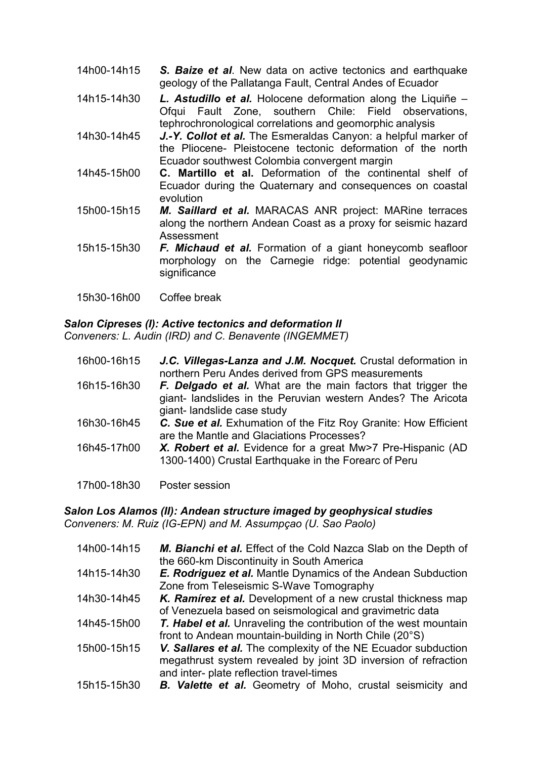14h00-14h15 ***S. Baize et al***. New data on active tectonics and earthquake geology of the Pallatanga Fault, Central Andes of Ecuador

14h15-14h30 ***L. Astudillo et al.*** Holocene deformation along the Liquiñe – Ofqui Fault Zone, southern Chile: Field observations, tephrochronological correlations and geomorphic analysis

14h30-14h45 ***J.-Y. Collot et al.*** The Esmeraldas Canyon: a helpful marker of the Pliocene- Pleistocene tectonic deformation of the north Ecuador southwest Colombia convergent margin

14h45-15h00 **C. Martillo et al.** Deformation of the continental shelf of Ecuador during the Quaternary and consequences on coastal evolution

15h00-15h15 ***M. Saillard et al.*** MARACAS ANR project: MARine terraces along the northern Andean Coast as a proxy for seismic hazard Assessment

15h15-15h30 ***F. Michaud et al.*** Formation of a giant honeycomb seafloor morphology on the Carnegie ridge: potential geodynamic significance

15h30-16h00 Coffee break

***Salon Cipreses (I): Active tectonics and deformation II***

*Conveners: L. Audin (IRD) and C. Benavente (INGEMMET)*

16h00-16h15 ***J.C. Villegas-Lanza and J.M. Nocquet.*** Crustal deformation in northern Peru Andes derived from GPS measurements

16h15-16h30 ***F. Delgado et al.*** What are the main factors that trigger the giant- landslides in the Peruvian western Andes? The Aricota giant- landslide case study

16h30-16h45 ***C. Sue et al.*** Exhumation of the Fitz Roy Granite: How Efficient are the Mantle and Glaciations Processes?

16h45-17h00 ***X. Robert et al.*** Evidence for a great Mw>7 Pre-Hispanic (AD 1300-1400) Crustal Earthquake in the Forearc of Peru

17h00-18h30 Poster session

***Salon Los Alamos (II): Andean structure imaged by geophysical studies***

*Conveners: M. Ruiz (IG-EPN) and M. Assumpçao (U. Sao Paolo)*

14h00-14h15 ***M. Bianchi et al.*** Effect of the Cold Nazca Slab on the Depth of the 660-km Discontinuity in South America

14h15-14h30 ***E. Rodriguez et al.*** Mantle Dynamics of the Andean Subduction Zone from Teleseismic S-Wave Tomography

14h30-14h45 ***K. Ramírez et al.*** Development of a new crustal thickness map of Venezuela based on seismological and gravimetric data

14h45-15h00 ***T. Habel et al.*** Unraveling the contribution of the west mountain front to Andean mountain-building in North Chile (20°S)

15h00-15h15 ***V. Sallares et al.*** The complexity of the NE Ecuador subduction megathrust system revealed by joint 3D inversion of refraction and inter- plate reflection travel-times

15h15-15h30 ***B. Valette et al.*** Geometry of Moho, crustal seismicity and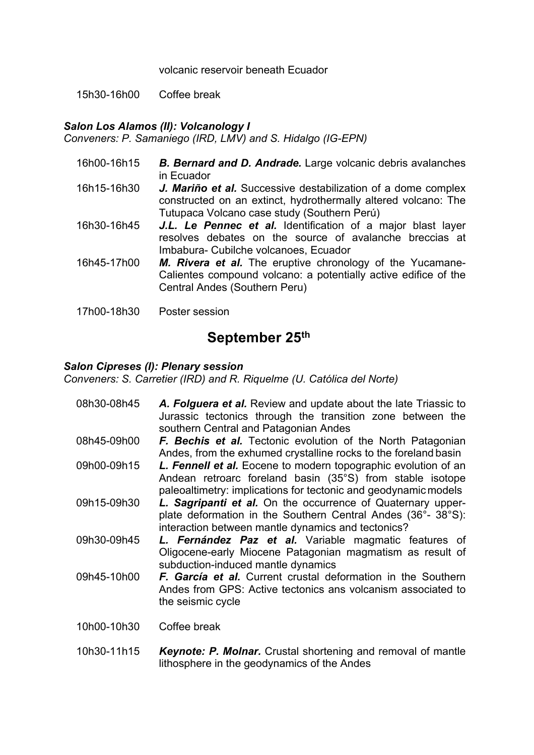volcanic reservoir beneath Ecuador

15h30-16h00 Coffee break

***Salon Los Alamos (II): Volcanology I***

*Conveners: P. Samaniego (IRD, LMV) and S. Hidalgo (IG-EPN)*

16h00-16h15 ***B. Bernard and D. Andrade.*** Large volcanic debris avalanches in Ecuador

16h15-16h30 ***J. Mariño et al.*** Successive destabilization of a dome complex constructed on an extinct, hydrothermally altered volcano: The Tutupaca Volcano case study (Southern Perú)

16h30-16h45 ***J.L. Le Pennec et al.*** Identification of a major blast layer resolves debates on the source of avalanche breccias at Imbabura- Cubilche volcanoes, Ecuador

16h45-17h00 ***M. Rivera et al.*** The eruptive chronology of the Yucamane-Calientes compound volcano: a potentially active edifice of the Central Andes (Southern Peru)

17h00-18h30 Poster session

## September 25$^{th}$

***Salon Cipreses (I): Plenary session***

*Conveners: S. Carretier (IRD) and R. Riquelme (U. Católica del Norte)*

08h30-08h45 ***A. Folguera et al.*** Review and update about the late Triassic to Jurassic tectonics through the transition zone between the southern Central and Patagonian Andes

08h45-09h00 ***F. Bechis et al.*** Tectonic evolution of the North Patagonian Andes, from the exhumed crystalline rocks to the foreland basin

09h00-09h15 ***L. Fennell et al.*** Eocene to modern topographic evolution of an Andean retroarc foreland basin (35°S) from stable isotope paleoaltimetry: implications for tectonic and geodynamic models

09h15-09h30 ***L. Sagripanti et al.*** On the occurrence of Quaternary upper-plate deformation in the Southern Central Andes (36°- 38°S): interaction between mantle dynamics and tectonics?

09h30-09h45 ***L. Fernández Paz et al.*** Variable magmatic features of Oligocene-early Miocene Patagonian magmatism as result of subduction-induced mantle dynamics

09h45-10h00 ***F. García et al.*** Current crustal deformation in the Southern Andes from GPS: Active tectonics ans volcanism associated to the seismic cycle

10h00-10h30 Coffee break

10h30-11h15 ***Keynote: P. Molnar.*** Crustal shortening and removal of mantle lithosphere in the geodynamics of the Andes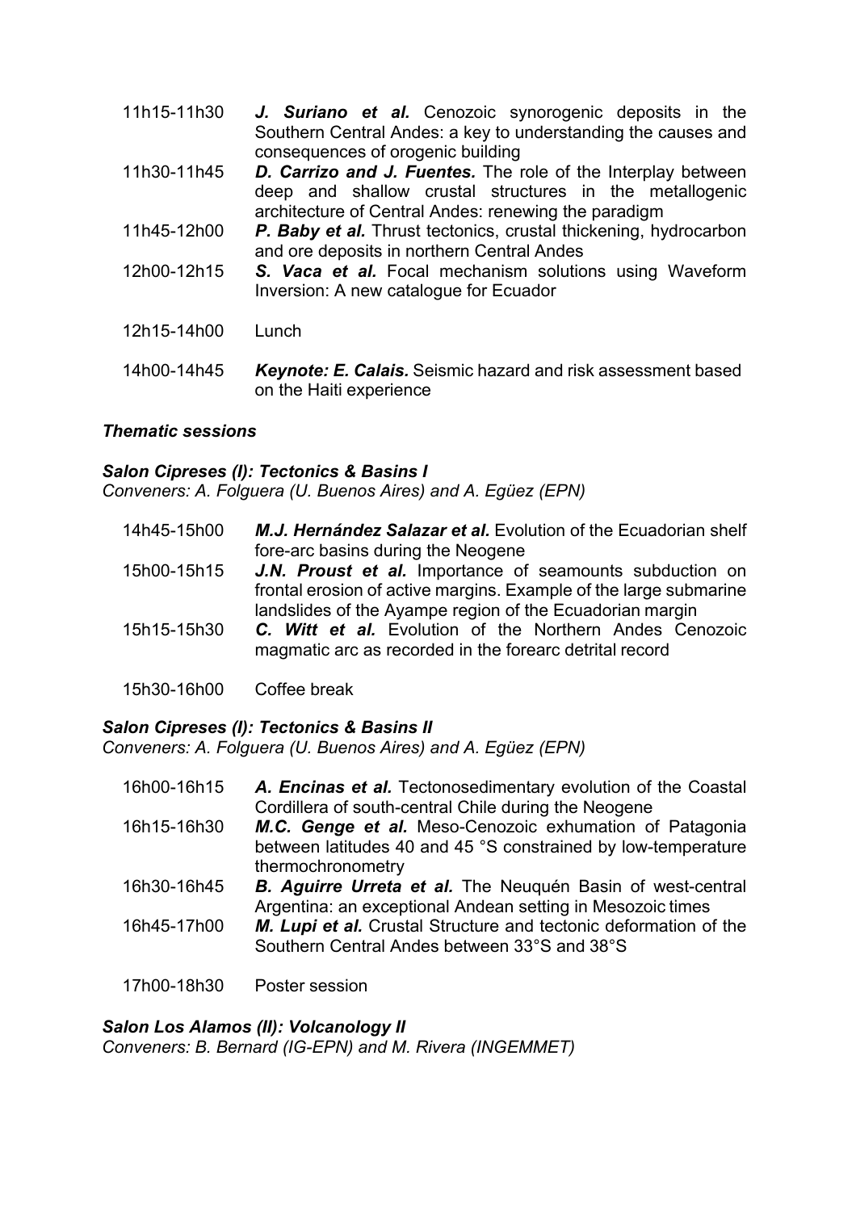11h15-11h30 ***J. Suriano et al.*** Cenozoic synorogenic deposits in the Southern Central Andes: a key to understanding the causes and consequences of orogenic building

11h30-11h45 ***D. Carrizo and J. Fuentes.*** The role of the Interplay between deep and shallow crustal structures in the metallogenic architecture of Central Andes: renewing the paradigm

11h45-12h00 ***P. Baby et al.*** Thrust tectonics, crustal thickening, hydrocarbon and ore deposits in northern Central Andes

12h00-12h15 ***S. Vaca et al.*** Focal mechanism solutions using Waveform Inversion: A new catalogue for Ecuador

12h15-14h00 Lunch

14h00-14h45 ***Keynote: E. Calais.*** Seismic hazard and risk assessment based on the Haiti experience

***Thematic sessions***

***Salon Cipreses (I): Tectonics & Basins I***

*Conveners: A. Folguera (U. Buenos Aires) and A. Egüez (EPN)*

14h45-15h00 ***M.J. Hernández Salazar et al.*** Evolution of the Ecuadorian shelf fore-arc basins during the Neogene

15h00-15h15 ***J.N. Proust et al.*** Importance of seamounts subduction on frontal erosion of active margins. Example of the large submarine landslides of the Ayampe region of the Ecuadorian margin

15h15-15h30 ***C. Witt et al.*** Evolution of the Northern Andes Cenozoic magmatic arc as recorded in the forearc detrital record

15h30-16h00 Coffee break

***Salon Cipreses (I): Tectonics & Basins II***

*Conveners: A. Folguera (U. Buenos Aires) and A. Egüez (EPN)*

16h00-16h15 ***A. Encinas et al.*** Tectonosedimentary evolution of the Coastal Cordillera of south-central Chile during the Neogene

16h15-16h30 ***M.C. Genge et al.*** Meso-Cenozoic exhumation of Patagonia between latitudes 40 and 45 °S constrained by low-temperature thermochronometry

16h30-16h45 ***B. Aguirre Urreta et al.*** The Neuquén Basin of west-central Argentina: an exceptional Andean setting in Mesozoic times

16h45-17h00 ***M. Lupi et al.*** Crustal Structure and tectonic deformation of the Southern Central Andes between 33°S and 38°S

17h00-18h30 Poster session

***Salon Los Alamos (II): Volcanology II***

*Conveners: B. Bernard (IG-EPN) and M. Rivera (INGEMMET)*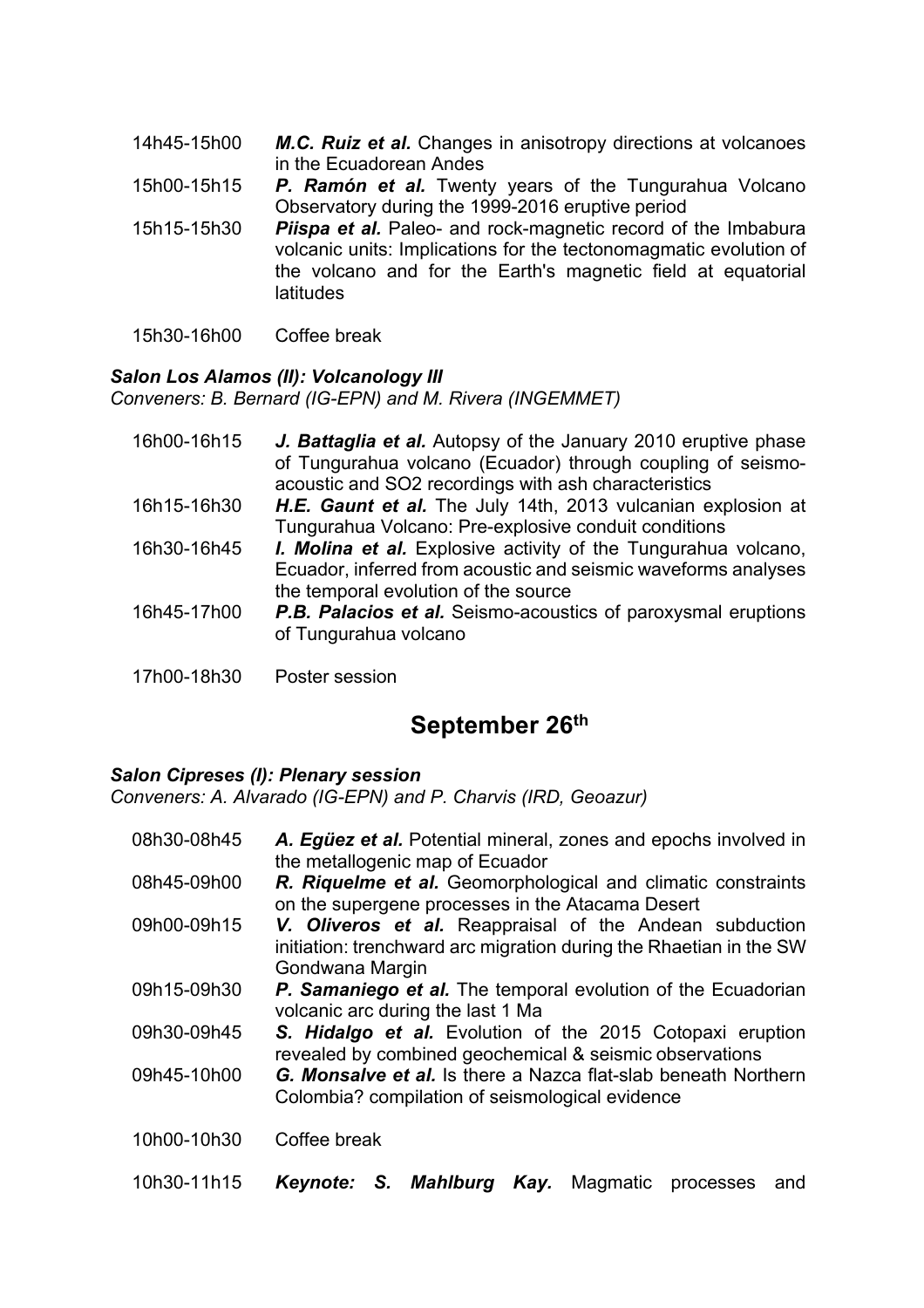14h45-15h00 ***M.C. Ruiz et al.*** Changes in anisotropy directions at volcanoes in the Ecuadorean Andes

15h00-15h15 ***P. Ramón et al.*** Twenty years of the Tungurahua Volcano Observatory during the 1999-2016 eruptive period

15h15-15h30 ***Piispa et al.*** Paleo- and rock-magnetic record of the Imbabura volcanic units: Implications for the tectonomagmatic evolution of the volcano and for the Earth's magnetic field at equatorial latitudes

15h30-16h00 Coffee break

### *Salon Los Alamos (II): Volcanology III*

*Conveners: B. Bernard (IG-EPN) and M. Rivera (INGEMMET)*

16h00-16h15 ***J. Battaglia et al.*** Autopsy of the January 2010 eruptive phase of Tungurahua volcano (Ecuador) through coupling of seismo-acoustic and SO2 recordings with ash characteristics

16h15-16h30 ***H.E. Gaunt et al.*** The July 14th, 2013 vulcanian explosion at Tungurahua Volcano: Pre-explosive conduit conditions

16h30-16h45 ***I. Molina et al.*** Explosive activity of the Tungurahua volcano, Ecuador, inferred from acoustic and seismic waveforms analyses the temporal evolution of the source

16h45-17h00 ***P.B. Palacios et al.*** Seismo-acoustics of paroxysmal eruptions of Tungurahua volcano

17h00-18h30 Poster session

## September 26th

### *Salon Cipreses (I): Plenary session*

*Conveners: A. Alvarado (IG-EPN) and P. Charvis (IRD, Geoazur)*

08h30-08h45 ***A. Egüez et al.*** Potential mineral, zones and epochs involved in the metallogenic map of Ecuador

08h45-09h00 ***R. Riquelme et al.*** Geomorphological and climatic constraints on the supergene processes in the Atacama Desert

09h00-09h15 ***V. Oliveros et al.*** Reappraisal of the Andean subduction initiation: trenchward arc migration during the Rhaetian in the SW Gondwana Margin

09h15-09h30 ***P. Samaniego et al.*** The temporal evolution of the Ecuadorian volcanic arc during the last 1 Ma

09h30-09h45 ***S. Hidalgo et al.*** Evolution of the 2015 Cotopaxi eruption revealed by combined geochemical & seismic observations

09h45-10h00 ***G. Monsalve et al.*** Is there a Nazca flat-slab beneath Northern Colombia? compilation of seismological evidence

10h00-10h30 Coffee break

10h30-11h15 ***Keynote: S. Mahlburg Kay.*** Magmatic processes and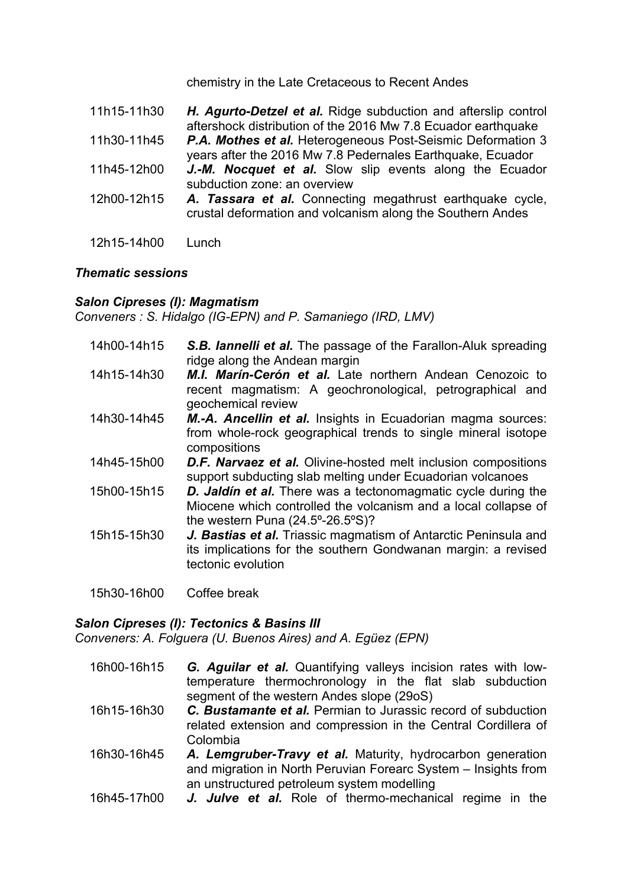chemistry in the Late Cretaceous to Recent Andes

11h15-11h30 ***H. Agurto-Detzel et al.*** Ridge subduction and afterslip control aftershock distribution of the 2016 Mw 7.8 Ecuador earthquake

11h30-11h45 ***P.A. Mothes et al.*** Heterogeneous Post-Seismic Deformation 3 years after the 2016 Mw 7.8 Pedernales Earthquake, Ecuador

11h45-12h00 ***J.-M. Nocquet et al.*** Slow slip events along the Ecuador subduction zone: an overview

12h00-12h15 ***A. Tassara et al.*** Connecting megathrust earthquake cycle, crustal deformation and volcanism along the Southern Andes

12h15-14h00 Lunch

### *Thematic sessions*

#### *Salon Cipreses (I): Magmatism*

*Conveners : S. Hidalgo (IG-EPN) and P. Samaniego (IRD, LMV)*

14h00-14h15 ***S.B. Iannelli et al.*** The passage of the Farallon-Aluk spreading ridge along the Andean margin

14h15-14h30 ***M.I. Marín-Cerón et al.*** Late northern Andean Cenozoic to recent magmatism: A geochronological, petrographical and geochemical review

14h30-14h45 ***M.-A. Ancellin et al.*** Insights in Ecuadorian magma sources: from whole-rock geographical trends to single mineral isotope compositions

14h45-15h00 ***D.F. Narvaez et al.*** Olivine-hosted melt inclusion compositions support subducting slab melting under Ecuadorian volcanoes

15h00-15h15 ***D. Jaldín et al.*** There was a tectonomagmatic cycle during the Miocene which controlled the volcanism and a local collapse of the western Puna (24.5º-26.5ºS)?

15h15-15h30 ***J. Bastias et al.*** Triassic magmatism of Antarctic Peninsula and its implications for the southern Gondwanan margin: a revised tectonic evolution

15h30-16h00 Coffee break

#### *Salon Cipreses (I): Tectonics & Basins III*

*Conveners: A. Folguera (U. Buenos Aires) and A. Egüez (EPN)*

16h00-16h15 ***G. Aguilar et al.*** Quantifying valleys incision rates with low-temperature thermochronology in the flat slab subduction segment of the western Andes slope (29oS)

16h15-16h30 ***C. Bustamante et al.*** Permian to Jurassic record of subduction related extension and compression in the Central Cordillera of Colombia

16h30-16h45 ***A. Lemgruber-Travy et al.*** Maturity, hydrocarbon generation and migration in North Peruvian Forearc System – Insights from an unstructured petroleum system modelling

16h45-17h00 ***J. Julve et al.*** Role of thermo-mechanical regime in the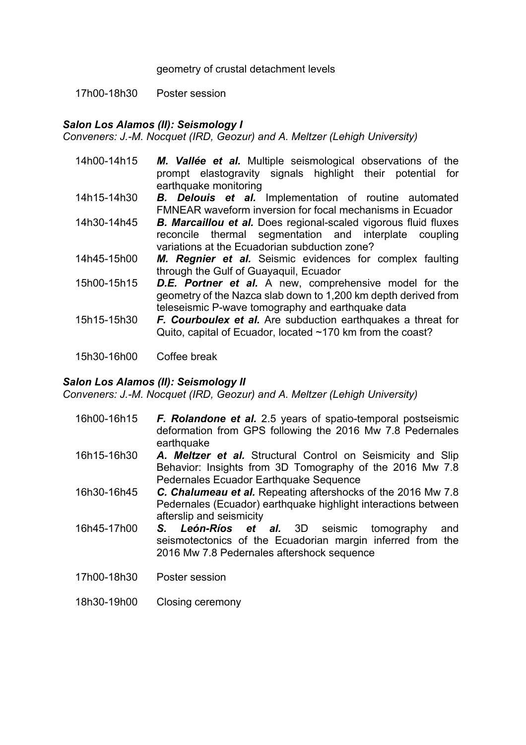geometry of crustal detachment levels

17h00-18h30 Poster session

### *Salon Los Alamos (II): Seismology I*

*Conveners: J.-M. Nocquet (IRD, Geozur) and A. Meltzer (Lehigh University)*

14h00-14h15 ***M. Vallée et al.*** Multiple seismological observations of the prompt elastogravity signals highlight their potential for earthquake monitoring

14h15-14h30 ***B. Delouis et al.*** Implementation of routine automated FMNEAR waveform inversion for focal mechanisms in Ecuador

14h30-14h45 ***B. Marcaillou et al.*** Does regional-scaled vigorous fluid fluxes reconcile thermal segmentation and interplate coupling variations at the Ecuadorian subduction zone?

14h45-15h00 ***M. Regnier et al.*** Seismic evidences for complex faulting through the Gulf of Guayaquil, Ecuador

15h00-15h15 ***D.E. Portner et al.*** A new, comprehensive model for the geometry of the Nazca slab down to 1,200 km depth derived from teleseismic P-wave tomography and earthquake data

15h15-15h30 ***F. Courboulex et al.*** Are subduction earthquakes a threat for Quito, capital of Ecuador, located ~170 km from the coast?

15h30-16h00 Coffee break

### *Salon Los Alamos (II): Seismology II*

*Conveners: J.-M. Nocquet (IRD, Geozur) and A. Meltzer (Lehigh University)*

16h00-16h15 ***F. Rolandone et al.*** 2.5 years of spatio-temporal postseismic deformation from GPS following the 2016 Mw 7.8 Pedernales earthquake

16h15-16h30 ***A. Meltzer et al.*** Structural Control on Seismicity and Slip Behavior: Insights from 3D Tomography of the 2016 Mw 7.8 Pedernales Ecuador Earthquake Sequence

16h30-16h45 ***C. Chalumeau et al.*** Repeating aftershocks of the 2016 Mw 7.8 Pedernales (Ecuador) earthquake highlight interactions between afterslip and seismicity

16h45-17h00 ***S. León-Ríos et al.*** 3D seismic tomography and seismotectonics of the Ecuadorian margin inferred from the 2016 Mw 7.8 Pedernales aftershock sequence

17h00-18h30 Poster session

18h30-19h00 Closing ceremony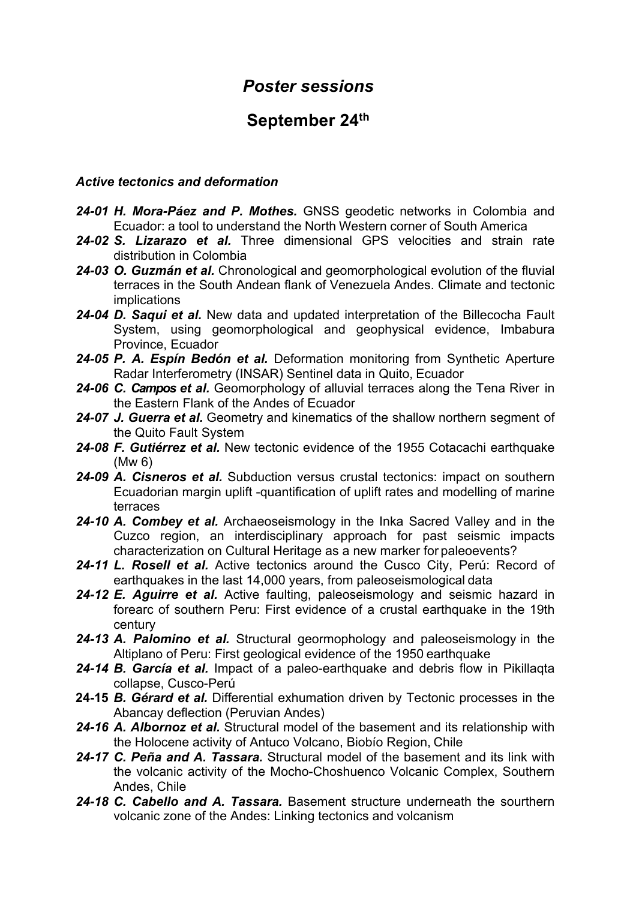# *Poster sessions*

## September 24th

### *Active tectonics and deformation*

***24-01 H. Mora-Páez and P. Mothes.*** GNSS geodetic networks in Colombia and Ecuador: a tool to understand the North Western corner of South America

***24-02 S. Lizarazo et al.*** Three dimensional GPS velocities and strain rate distribution in Colombia

***24-03 O. Guzmán et al.*** Chronological and geomorphological evolution of the fluvial terraces in the South Andean flank of Venezuela Andes. Climate and tectonic implications

***24-04 D. Saqui et al.*** New data and updated interpretation of the Billecocha Fault System, using geomorphological and geophysical evidence, Imbabura Province, Ecuador

***24-05 P. A. Espín Bedón et al.*** Deformation monitoring from Synthetic Aperture Radar Interferometry (INSAR) Sentinel data in Quito, Ecuador

***24-06 C. Campos et al.*** Geomorphology of alluvial terraces along the Tena River in the Eastern Flank of the Andes of Ecuador

***24-07 J. Guerra et al.*** Geometry and kinematics of the shallow northern segment of the Quito Fault System

***24-08 F. Gutiérrez et al.*** New tectonic evidence of the 1955 Cotacachi earthquake (Mw 6)

***24-09 A. Cisneros et al.*** Subduction versus crustal tectonics: impact on southern Ecuadorian margin uplift -quantification of uplift rates and modelling of marine terraces

***24-10 A. Combey et al.*** Archaeoseismology in the Inka Sacred Valley and in the Cuzco region, an interdisciplinary approach for past seismic impacts characterization on Cultural Heritage as a new marker for paleoevents?

***24-11 L. Rosell et al.*** Active tectonics around the Cusco City, Perú: Record of earthquakes in the last 14,000 years, from paleoseismological data

***24-12 E. Aguirre et al.*** Active faulting, paleoseismology and seismic hazard in forearc of southern Peru: First evidence of a crustal earthquake in the 19th century

***24-13 A. Palomino et al.*** Structural geormophology and paleoseismology in the Altiplano of Peru: First geological evidence of the 1950 earthquake

***24-14 B. García et al.*** Impact of a paleo-earthquake and debris flow in Pikillaqta collapse, Cusco-Perú

**24-15** ***B. Gérard et al.*** Differential exhumation driven by Tectonic processes in the Abancay deflection (Peruvian Andes)

***24-16 A. Albornoz et al.*** Structural model of the basement and its relationship with the Holocene activity of Antuco Volcano, Biobío Region, Chile

***24-17 C. Peña and A. Tassara.*** Structural model of the basement and its link with the volcanic activity of the Mocho-Choshuenco Volcanic Complex, Southern Andes, Chile

***24-18 C. Cabello and A. Tassara.*** Basement structure underneath the southern volcanic zone of the Andes: Linking tectonics and volcanism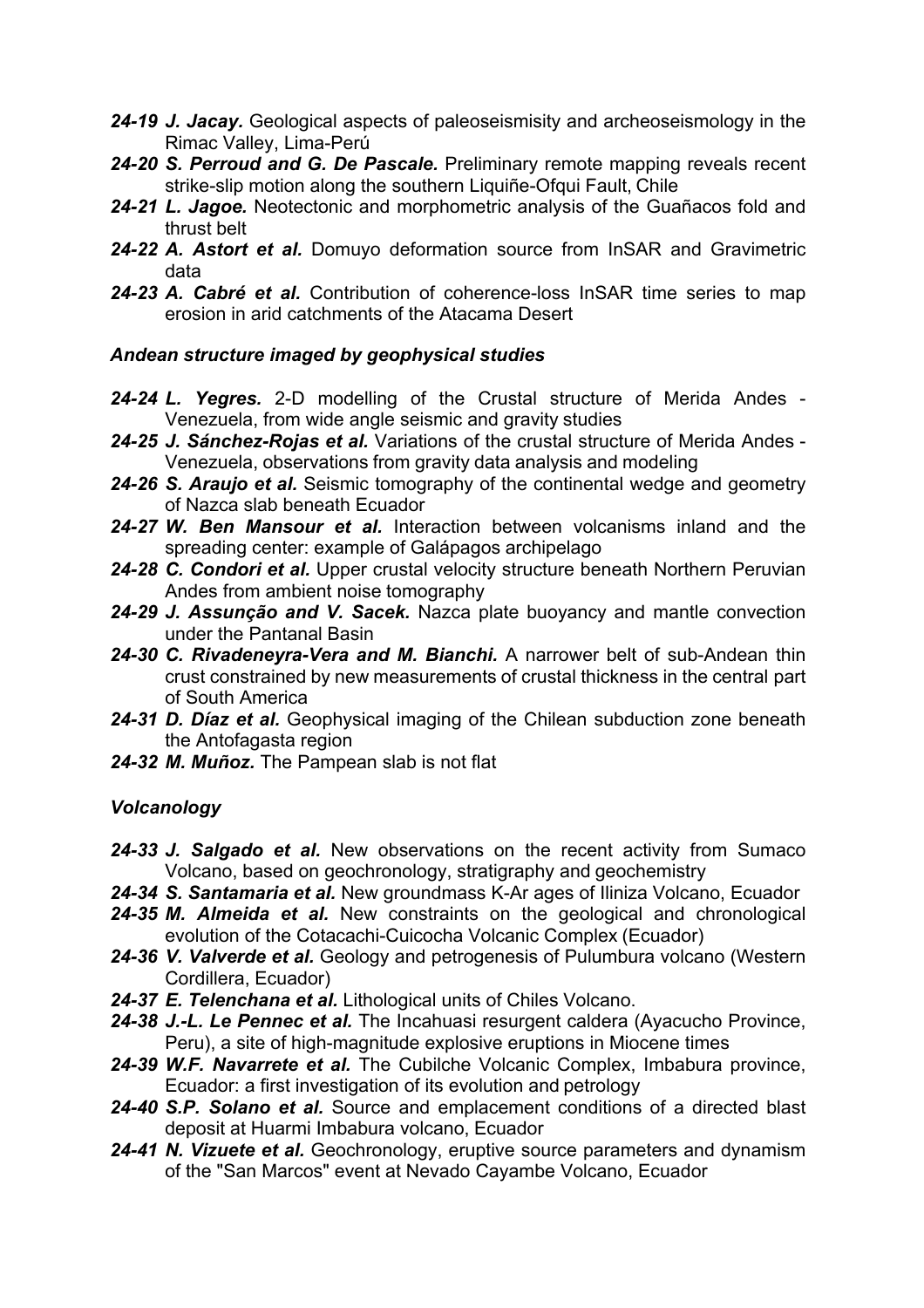***24-19 J. Jacay.*** Geological aspects of paleoseismisity and archeoseismology in the Rimac Valley, Lima-Perú

***24-20 S. Perroud and G. De Pascale.*** Preliminary remote mapping reveals recent strike-slip motion along the southern Liquiñe-Ofqui Fault, Chile

***24-21 L. Jagoe.*** Neotectonic and morphometric analysis of the Guañacos fold and thrust belt

***24-22 A. Astort et al.*** Domuyo deformation source from InSAR and Gravimetric data

***24-23 A. Cabré et al.*** Contribution of coherence-loss InSAR time series to map erosion in arid catchments of the Atacama Desert

### *Andean structure imaged by geophysical studies*

***24-24 L. Yegres.*** 2-D modelling of the Crustal structure of Merida Andes - Venezuela, from wide angle seismic and gravity studies

***24-25 J. Sánchez-Rojas et al.*** Variations of the crustal structure of Merida Andes - Venezuela, observations from gravity data analysis and modeling

***24-26 S. Araujo et al.*** Seismic tomography of the continental wedge and geometry of Nazca slab beneath Ecuador

***24-27 W. Ben Mansour et al.*** Interaction between volcanisms inland and the spreading center: example of Galápagos archipelago

***24-28 C. Condori et al.*** Upper crustal velocity structure beneath Northern Peruvian Andes from ambient noise tomography

***24-29 J. Assunção and V. Sacek.*** Nazca plate buoyancy and mantle convection under the Pantanal Basin

***24-30 C. Rivadeneyra-Vera and M. Bianchi.*** A narrower belt of sub-Andean thin crust constrained by new measurements of crustal thickness in the central part of South America

***24-31 D. Díaz et al.*** Geophysical imaging of the Chilean subduction zone beneath the Antofagasta region

***24-32 M. Muñoz.*** The Pampean slab is not flat

### *Volcanology*

***24-33 J. Salgado et al.*** New observations on the recent activity from Sumaco Volcano, based on geochronology, stratigraphy and geochemistry

***24-34 S. Santamaria et al.*** New groundmass K-Ar ages of Iliniza Volcano, Ecuador

***24-35 M. Almeida et al.*** New constraints on the geological and chronological evolution of the Cotacachi-Cuicocha Volcanic Complex (Ecuador)

***24-36 V. Valverde et al.*** Geology and petrogenesis of Pulumbura volcano (Western Cordillera, Ecuador)

***24-37 E. Telenchana et al.*** Lithological units of Chiles Volcano.

***24-38 J.-L. Le Pennec et al.*** The Incahuasi resurgent caldera (Ayacucho Province, Peru), a site of high-magnitude explosive eruptions in Miocene times

***24-39 W.F. Navarrete et al.*** The Cubilche Volcanic Complex, Imbabura province, Ecuador: a first investigation of its evolution and petrology

***24-40 S.P. Solano et al.*** Source and emplacement conditions of a directed blast deposit at Huarmi Imbabura volcano, Ecuador

***24-41 N. Vizuete et al.*** Geochronology, eruptive source parameters and dynamism of the "San Marcos" event at Nevado Cayambe Volcano, Ecuador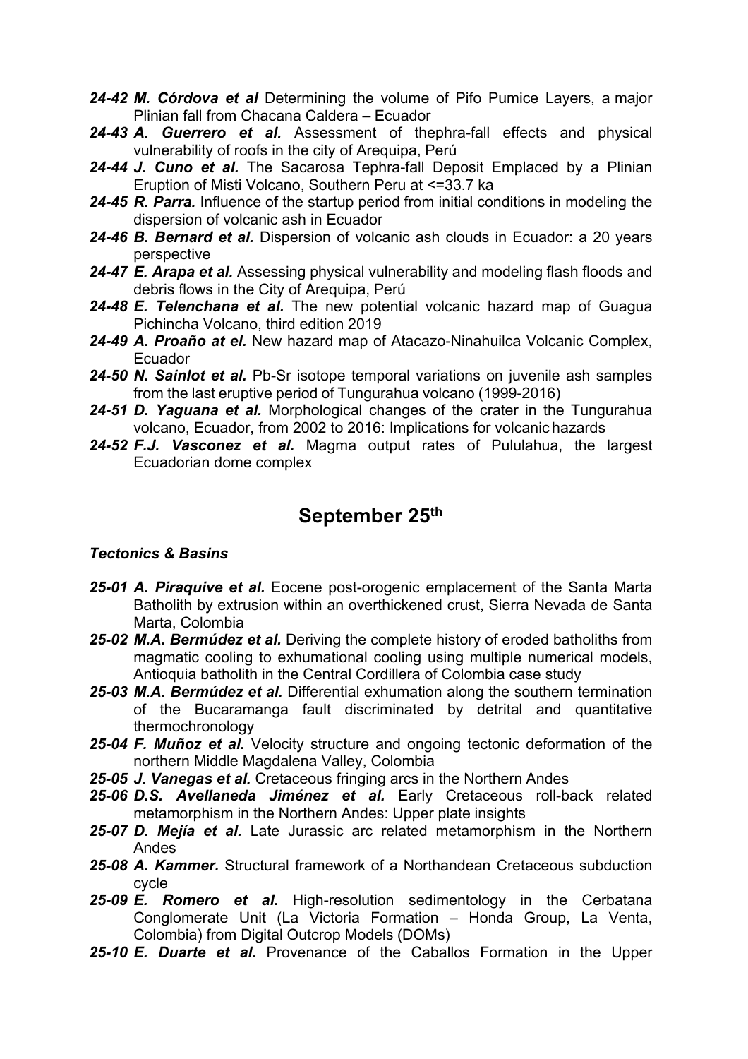**24-42** ***M. Córdova et al*** Determining the volume of Pifo Pumice Layers, a major Plinian fall from Chacana Caldera – Ecuador

**24-43** ***A. Guerrero et al.*** Assessment of thephra-fall effects and physical vulnerability of roofs in the city of Arequipa, Perú

**24-44** ***J. Cuno et al.*** The Sacarosa Tephra-fall Deposit Emplaced by a Plinian Eruption of Misti Volcano, Southern Peru at <=33.7 ka

**24-45** ***R. Parra.*** Influence of the startup period from initial conditions in modeling the dispersion of volcanic ash in Ecuador

**24-46** ***B. Bernard et al.*** Dispersion of volcanic ash clouds in Ecuador: a 20 years perspective

**24-47** ***E. Arapa et al.*** Assessing physical vulnerability and modeling flash floods and debris flows in the City of Arequipa, Perú

**24-48** ***E. Telenchana et al.*** The new potential volcanic hazard map of Guagua Pichincha Volcano, third edition 2019

**24-49** ***A. Proaño at el.*** New hazard map of Atacazo-Ninahuilca Volcanic Complex, Ecuador

**24-50** ***N. Sainlot et al.*** Pb-Sr isotope temporal variations on juvenile ash samples from the last eruptive period of Tungurahua volcano (1999-2016)

**24-51** ***D. Yaguana et al.*** Morphological changes of the crater in the Tungurahua volcano, Ecuador, from 2002 to 2016: Implications for volcanic hazards

**24-52** ***F.J. Vasconez et al.*** Magma output rates of Pululahua, the largest Ecuadorian dome complex

## September 25th

### *Tectonics & Basins*

**25-01** ***A. Piraquive et al.*** Eocene post-orogenic emplacement of the Santa Marta Batholith by extrusion within an overthickened crust, Sierra Nevada de Santa Marta, Colombia

**25-02** ***M.A. Bermúdez et al.*** Deriving the complete history of eroded batholiths from magmatic cooling to exhumational cooling using multiple numerical models, Antioquia batholith in the Central Cordillera of Colombia case study

**25-03** ***M.A. Bermúdez et al.*** Differential exhumation along the southern termination of the Bucaramanga fault discriminated by detrital and quantitative thermochronology

**25-04** ***F. Muñoz et al.*** Velocity structure and ongoing tectonic deformation of the northern Middle Magdalena Valley, Colombia

**25-05** ***J. Vanegas et al.*** Cretaceous fringing arcs in the Northern Andes

**25-06** ***D.S. Avellaneda Jiménez et al.*** Early Cretaceous roll-back related metamorphism in the Northern Andes: Upper plate insights

**25-07** ***D. Mejía et al.*** Late Jurassic arc related metamorphism in the Northern Andes

**25-08** ***A. Kammer.*** Structural framework of a Northandean Cretaceous subduction cycle

**25-09** ***E. Romero et al.*** High-resolution sedimentology in the Cerbatana Conglomerate Unit (La Victoria Formation – Honda Group, La Venta, Colombia) from Digital Outcrop Models (DOMs)

**25-10** ***E. Duarte et al.*** Provenance of the Caballos Formation in the Upper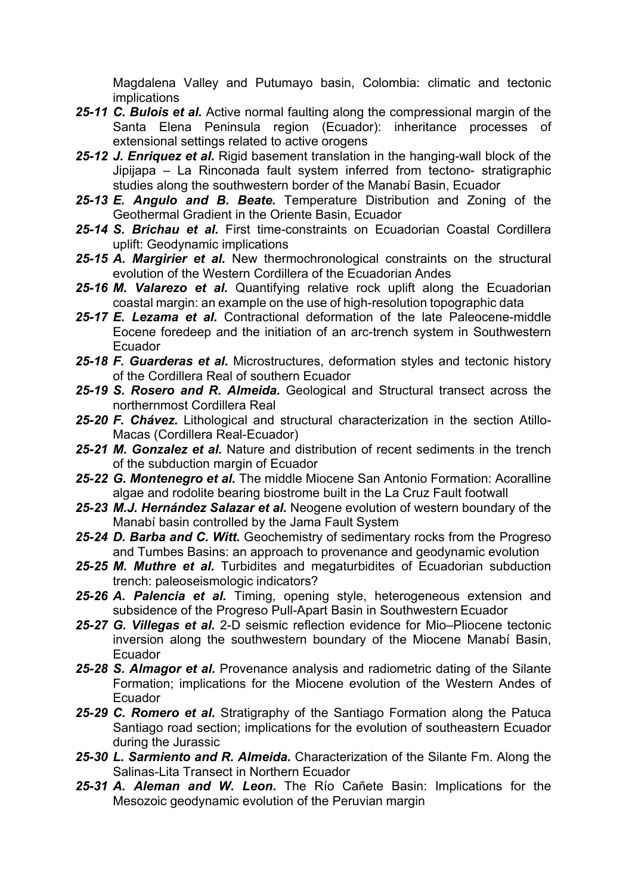Magdalena Valley and Putumayo basin, Colombia: climatic and tectonic implications

- ***25-11 C. Bulois et al.*** Active normal faulting along the compressional margin of the Santa Elena Peninsula region (Ecuador): inheritance processes of extensional settings related to active orogens
- ***25-12 J. Enriquez et al.*** Rigid basement translation in the hanging-wall block of the Jipijapa – La Rinconada fault system inferred from tectono- stratigraphic studies along the southwestern border of the Manabí Basin, Ecuador
- ***25-13 E. Angulo and B. Beate.*** Temperature Distribution and Zoning of the Geothermal Gradient in the Oriente Basin, Ecuador
- ***25-14 S. Brichau et al.*** First time-constraints on Ecuadorian Coastal Cordillera uplift: Geodynamic implications
- ***25-15 A. Margirier et al.*** New thermochronological constraints on the structural evolution of the Western Cordillera of the Ecuadorian Andes
- ***25-16 M. Valarezo et al.*** Quantifying relative rock uplift along the Ecuadorian coastal margin: an example on the use of high-resolution topographic data
- ***25-17 E. Lezama et al.*** Contractional deformation of the late Paleocene-middle Eocene foredeep and the initiation of an arc-trench system in Southwestern Ecuador
- ***25-18 F. Guarderas et al.*** Microstructures, deformation styles and tectonic history of the Cordillera Real of southern Ecuador
- ***25-19 S. Rosero and R. Almeida.*** Geological and Structural transect across the northernmost Cordillera Real
- ***25-20 F. Chávez.*** Lithological and structural characterization in the section Atillo-Macas (Cordillera Real-Ecuador)
- ***25-21 M. Gonzalez et al.*** Nature and distribution of recent sediments in the trench of the subduction margin of Ecuador
- ***25-22 G. Montenegro et al.*** The middle Miocene San Antonio Formation: Acoralline algae and rodolite bearing biostrome built in the La Cruz Fault footwall
- ***25-23 M.J. Hernández Salazar et al.*** Neogene evolution of western boundary of the Manabí basin controlled by the Jama Fault System
- ***25-24 D. Barba and C. Witt.*** Geochemistry of sedimentary rocks from the Progreso and Tumbes Basins: an approach to provenance and geodynamic evolution
- ***25-25 M. Muthre et al.*** Turbidites and megaturbidites of Ecuadorian subduction trench: paleoseismologic indicators?
- ***25-26 A. Palencia et al.*** Timing, opening style, heterogeneous extension and subsidence of the Progreso Pull-Apart Basin in Southwestern Ecuador
- ***25-27 G. Villegas et al.*** 2-D seismic reflection evidence for Mio–Pliocene tectonic inversion along the southwestern boundary of the Miocene Manabí Basin, Ecuador
- ***25-28 S. Almagor et al.*** Provenance analysis and radiometric dating of the Silante Formation; implications for the Miocene evolution of the Western Andes of Ecuador
- ***25-29 C. Romero et al.*** Stratigraphy of the Santiago Formation along the Patuca Santiago road section; implications for the evolution of southeastern Ecuador during the Jurassic
- ***25-30 L. Sarmiento and R. Almeida.*** Characterization of the Silante Fm. Along the Salinas-Lita Transect in Northern Ecuador
- ***25-31 A. Aleman and W. Leon.*** The Río Cañete Basin: Implications for the Mesozoic geodynamic evolution of the Peruvian margin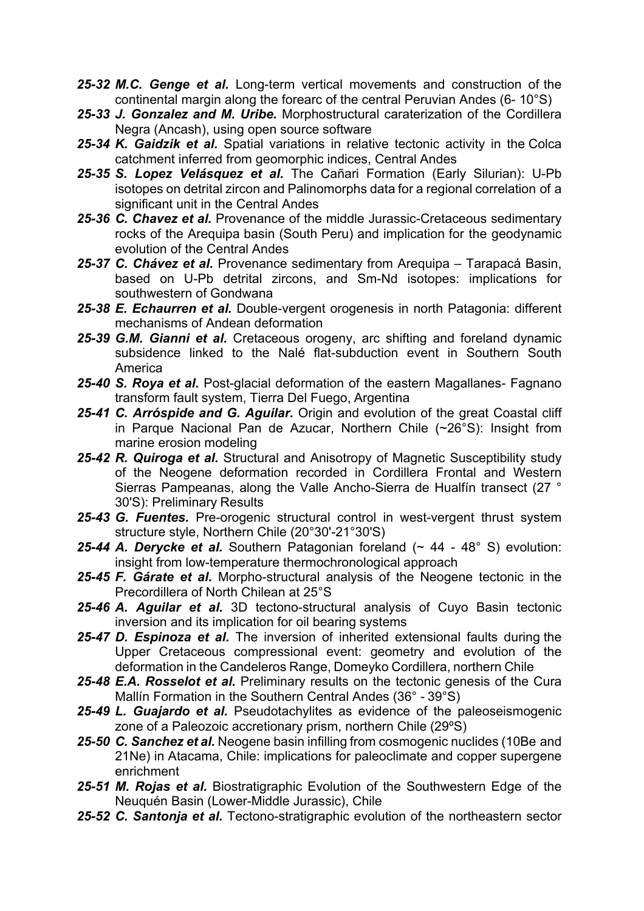***25-32 M.C. Genge et al.*** Long-term vertical movements and construction of the continental margin along the forearc of the central Peruvian Andes (6- 10°S)

***25-33 J. Gonzalez and M. Uribe.*** Morphostructural caraterization of the Cordillera Negra (Ancash), using open source software

***25-34 K. Gaidzik et al.*** Spatial variations in relative tectonic activity in the Colca catchment inferred from geomorphic indices, Central Andes

***25-35 S. Lopez Velásquez et al.*** The Cañari Formation (Early Silurian): U-Pb isotopes on detrital zircon and Palinomorphs data for a regional correlation of a significant unit in the Central Andes

***25-36 C. Chavez et al.*** Provenance of the middle Jurassic-Cretaceous sedimentary rocks of the Arequipa basin (South Peru) and implication for the geodynamic evolution of the Central Andes

***25-37 C. Chávez et al.*** Provenance sedimentary from Arequipa – Tarapacá Basin, based on U-Pb detrital zircons, and Sm-Nd isotopes: implications for southwestern of Gondwana

***25-38 E. Echaurren et al.*** Double-vergent orogenesis in north Patagonia: different mechanisms of Andean deformation

***25-39 G.M. Gianni et al.*** Cretaceous orogeny, arc shifting and foreland dynamic subsidence linked to the Nalé flat-subduction event in Southern South America

***25-40 S. Roya et al.*** Post-glacial deformation of the eastern Magallanes- Fagnano transform fault system, Tierra Del Fuego, Argentina

***25-41 C. Arróspide and G. Aguilar.*** Origin and evolution of the great Coastal cliff in Parque Nacional Pan de Azucar, Northern Chile (~26°S): Insight from marine erosion modeling

***25-42 R. Quiroga et al.*** Structural and Anisotropy of Magnetic Susceptibility study of the Neogene deformation recorded in Cordillera Frontal and Western Sierras Pampeanas, along the Valle Ancho-Sierra de Hualfín transect (27 ° 30'S): Preliminary Results

***25-43 G. Fuentes.*** Pre-orogenic structural control in west-vergent thrust system structure style, Northern Chile (20°30'-21°30'S)

***25-44 A. Derycke et al.*** Southern Patagonian foreland (~ 44 - 48° S) evolution: insight from low-temperature thermochronological approach

***25-45 F. Gárate et al.*** Morpho-structural analysis of the Neogene tectonic in the Precordillera of North Chilean at 25°S

***25-46 A. Aguilar et al.*** 3D tectono-structural analysis of Cuyo Basin tectonic inversion and its implication for oil bearing systems

***25-47 D. Espinoza et al.*** The inversion of inherited extensional faults during the Upper Cretaceous compressional event: geometry and evolution of the deformation in the Candeleros Range, Domeyko Cordillera, northern Chile

***25-48 E.A. Rosselot et al.*** Preliminary results on the tectonic genesis of the Cura Mallín Formation in the Southern Central Andes (36° - 39°S)

***25-49 L. Guajardo et al.*** Pseudotachylites as evidence of the paleoseismogenic zone of a Paleozoic accretionary prism, northern Chile (29ºS)

***25-50 C. Sanchez et al.*** Neogene basin infilling from cosmogenic nuclides (10Be and 21Ne) in Atacama, Chile: implications for paleoclimate and copper supergene enrichment

***25-51 M. Rojas et al.*** Biostratigraphic Evolution of the Southwestern Edge of the Neuquén Basin (Lower-Middle Jurassic), Chile

***25-52 C. Santonja et al.*** Tectono-stratigraphic evolution of the northeastern sector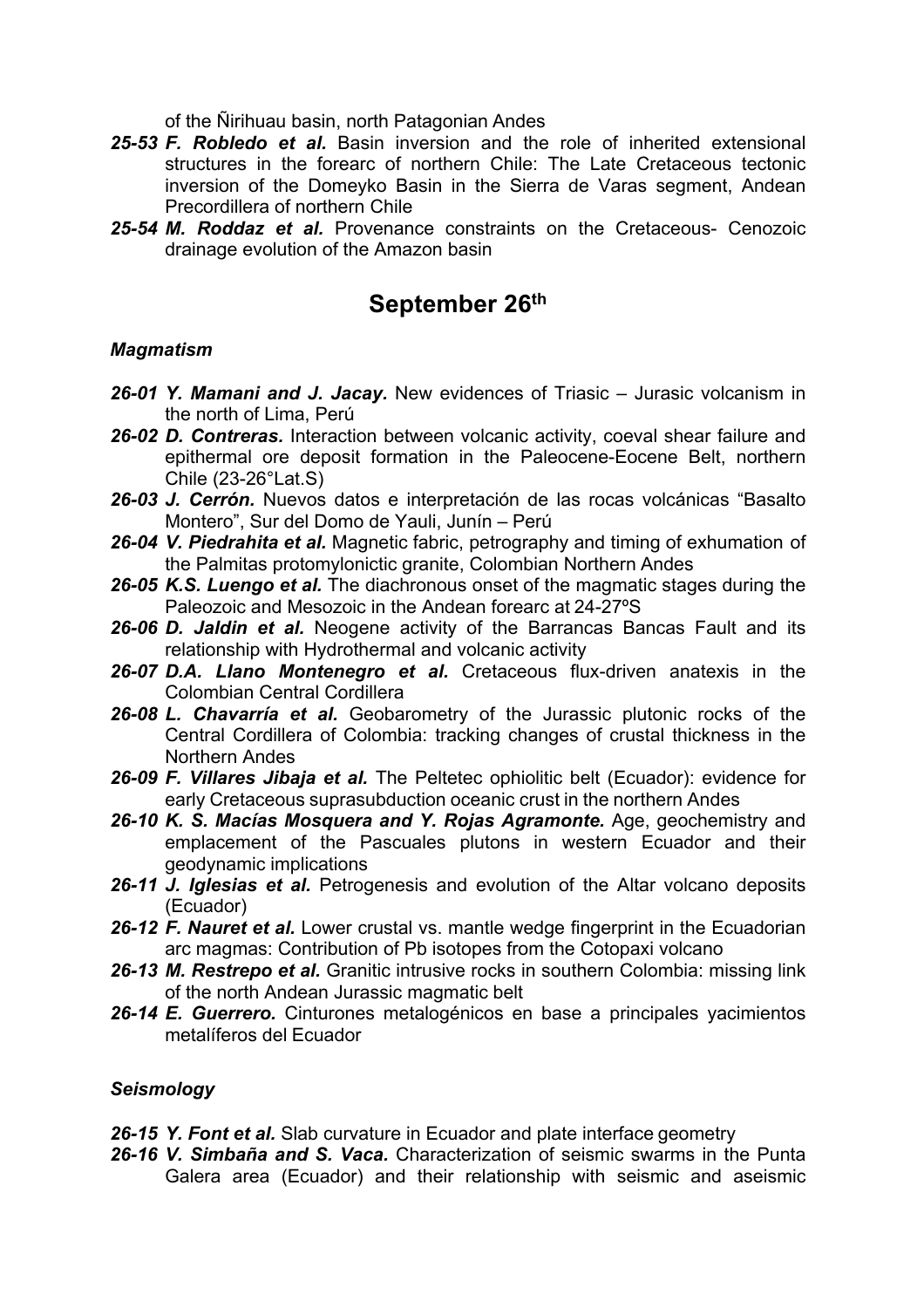of the Ñirihuau basin, north Patagonian Andes

- ***25-53 F. Robledo et al.*** Basin inversion and the role of inherited extensional structures in the forearc of northern Chile: The Late Cretaceous tectonic inversion of the Domeyko Basin in the Sierra de Varas segment, Andean Precordillera of northern Chile
- ***25-54 M. Roddaz et al.*** Provenance constraints on the Cretaceous- Cenozoic drainage evolution of the Amazon basin

## September 26th

### *Magmatism*

- ***26-01 Y. Mamani and J. Jacay.*** New evidences of Triasic – Jurasic volcanism in the north of Lima, Perú
- ***26-02 D. Contreras.*** Interaction between volcanic activity, coeval shear failure and epithermal ore deposit formation in the Paleocene-Eocene Belt, northern Chile (23-26°Lat.S)
- ***26-03 J. Cerrón.*** Nuevos datos e interpretación de las rocas volcánicas "Basalto Montero", Sur del Domo de Yauli, Junín – Perú
- ***26-04 V. Piedrahita et al.*** Magnetic fabric, petrography and timing of exhumation of the Palmitas protomylonictic granite, Colombian Northern Andes
- ***26-05 K.S. Luengo et al.*** The diachronous onset of the magmatic stages during the Paleozoic and Mesozoic in the Andean forearc at 24-27ºS
- ***26-06 D. Jaldin et al.*** Neogene activity of the Barrancas Bancas Fault and its relationship with Hydrothermal and volcanic activity
- ***26-07 D.A. Llano Montenegro et al.*** Cretaceous flux-driven anatexis in the Colombian Central Cordillera
- ***26-08 L. Chavarría et al.*** Geobarometry of the Jurassic plutonic rocks of the Central Cordillera of Colombia: tracking changes of crustal thickness in the Northern Andes
- ***26-09 F. Villares Jibaja et al.*** The Peltetec ophiolitic belt (Ecuador): evidence for early Cretaceous suprasubduction oceanic crust in the northern Andes
- ***26-10 K. S. Macías Mosquera and Y. Rojas Agramonte.*** Age, geochemistry and emplacement of the Pascuales plutons in western Ecuador and their geodynamic implications
- ***26-11 J. Iglesias et al.*** Petrogenesis and evolution of the Altar volcano deposits (Ecuador)
- ***26-12 F. Nauret et al.*** Lower crustal vs. mantle wedge fingerprint in the Ecuadorian arc magmas: Contribution of Pb isotopes from the Cotopaxi volcano
- ***26-13 M. Restrepo et al.*** Granitic intrusive rocks in southern Colombia: missing link of the north Andean Jurassic magmatic belt
- ***26-14 E. Guerrero.*** Cinturones metalogénicos en base a principales yacimientos metalíferos del Ecuador

### *Seismology*

- ***26-15 Y. Font et al.*** Slab curvature in Ecuador and plate interface geometry
- ***26-16 V. Simbaña and S. Vaca.*** Characterization of seismic swarms in the Punta Galera area (Ecuador) and their relationship with seismic and aseismic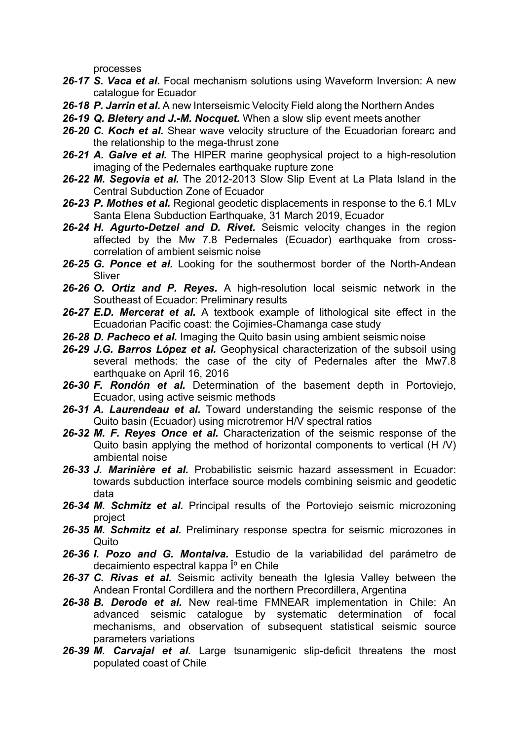processes

- ***26-17 S. Vaca et al.*** Focal mechanism solutions using Waveform Inversion: A new catalogue for Ecuador
- ***26-18 P. Jarrin et al.*** A new Interseismic Velocity Field along the Northern Andes
- ***26-19 Q. Bletery and J.-M. Nocquet.*** When a slow slip event meets another
- ***26-20 C. Koch et al.*** Shear wave velocity structure of the Ecuadorian forearc and the relationship to the mega-thrust zone
- ***26-21 A. Galve et al.*** The HIPER marine geophysical project to a high-resolution imaging of the Pedernales earthquake rupture zone
- ***26-22 M. Segovia et al.*** The 2012-2013 Slow Slip Event at La Plata Island in the Central Subduction Zone of Ecuador
- ***26-23 P. Mothes et al.*** Regional geodetic displacements in response to the 6.1 MLv Santa Elena Subduction Earthquake, 31 March 2019, Ecuador
- ***26-24 H. Agurto-Detzel and D. Rivet.*** Seismic velocity changes in the region affected by the Mw 7.8 Pedernales (Ecuador) earthquake from cross-correlation of ambient seismic noise
- ***26-25 G. Ponce et al.*** Looking for the southermost border of the North-Andean Sliver
- ***26-26 O. Ortiz and P. Reyes.*** A high-resolution local seismic network in the Southeast of Ecuador: Preliminary results
- ***26-27 E.D. Mercerat et al.*** A textbook example of lithological site effect in the Ecuadorian Pacific coast: the Cojimies-Chamanga case study
- ***26-28 D. Pacheco et al.*** Imaging the Quito basin using ambient seismic noise
- ***26-29 J.G. Barros López et al.*** Geophysical characterization of the subsoil using several methods: the case of the city of Pedernales after the Mw7.8 earthquake on April 16, 2016
- ***26-30 F. Rondón et al.*** Determination of the basement depth in Portoviejo, Ecuador, using active seismic methods
- ***26-31 A. Laurendeau et al.*** Toward understanding the seismic response of the Quito basin (Ecuador) using microtremor H/V spectral ratios
- ***26-32 M. F. Reyes Once et al.*** Characterization of the seismic response of the Quito basin applying the method of horizontal components to vertical (H /V) ambiental noise
- ***26-33 J. Marinière et al.*** Probabilistic seismic hazard assessment in Ecuador: towards subduction interface source models combining seismic and geodetic data
- ***26-34 M. Schmitz et al.*** Principal results of the Portoviejo seismic microzoning project
- ***26-35 M. Schmitz et al.*** Preliminary response spectra for seismic microzones in Quito
- ***26-36 I. Pozo and G. Montalva.*** Estudio de la variabilidad del parámetro de decaimiento espectral kappa Îº en Chile
- ***26-37 C. Rivas et al.*** Seismic activity beneath the Iglesia Valley between the Andean Frontal Cordillera and the northern Precordillera, Argentina
- ***26-38 B. Derode et al.*** New real-time FMNEAR implementation in Chile: An advanced seismic catalogue by systematic determination of focal mechanisms, and observation of subsequent statistical seismic source parameters variations
- ***26-39 M. Carvajal et al.*** Large tsunamigenic slip-deficit threatens the most populated coast of Chile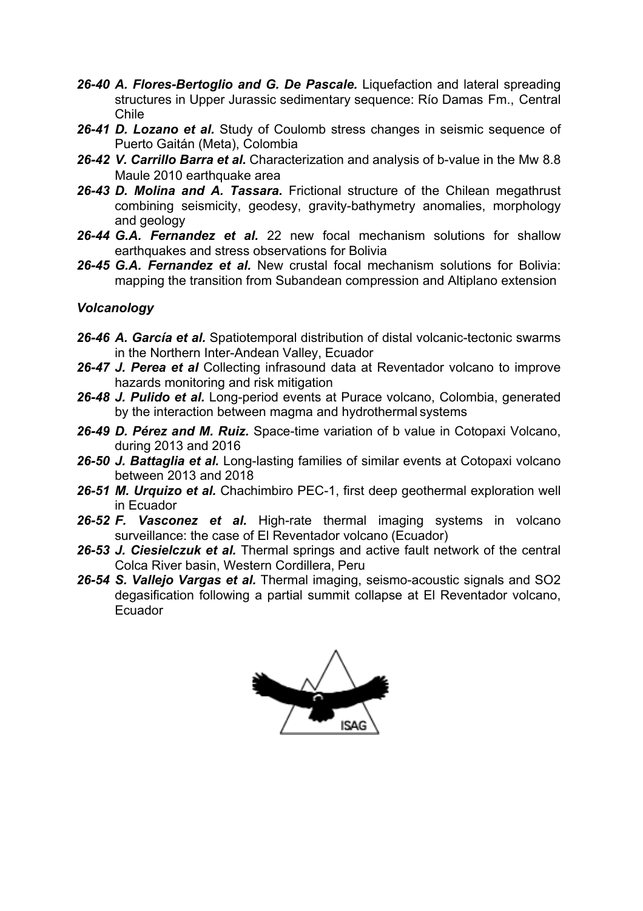***26-40 A. Flores-Bertoglio and G. De Pascale.*** Liquefaction and lateral spreading structures in Upper Jurassic sedimentary sequence: Río Damas Fm., Central Chile

***26-41 D. Lozano et al.*** Study of Coulomb stress changes in seismic sequence of Puerto Gaitán (Meta), Colombia

***26-42 V. Carrillo Barra et al.*** Characterization and analysis of b-value in the Mw 8.8 Maule 2010 earthquake area

***26-43 D. Molina and A. Tassara.*** Frictional structure of the Chilean megathrust combining seismicity, geodesy, gravity-bathymetry anomalies, morphology and geology

***26-44 G.A. Fernandez et al.*** 22 new focal mechanism solutions for shallow earthquakes and stress observations for Bolivia

***26-45 G.A. Fernandez et al.*** New crustal focal mechanism solutions for Bolivia: mapping the transition from Subandean compression and Altiplano extension

***Volcanology***

***26-46 A. García et al.*** Spatiotemporal distribution of distal volcanic-tectonic swarms in the Northern Inter-Andean Valley, Ecuador

***26-47 J. Perea et al*** Collecting infrasound data at Reventador volcano to improve hazards monitoring and risk mitigation

***26-48 J. Pulido et al.*** Long-period events at Purace volcano, Colombia, generated by the interaction between magma and hydrothermal systems

***26-49 D. Pérez and M. Ruiz.*** Space-time variation of b value in Cotopaxi Volcano, during 2013 and 2016

***26-50 J. Battaglia et al.*** Long-lasting families of similar events at Cotopaxi volcano between 2013 and 2018

***26-51 M. Urquizo et al.*** Chachimbiro PEC-1, first deep geothermal exploration well in Ecuador

***26-52 F. Vasconez et al.*** High-rate thermal imaging systems in volcano surveillance: the case of El Reventador volcano (Ecuador)

***26-53 J. Ciesielczuk et al.*** Thermal springs and active fault network of the central Colca River basin, Western Cordillera, Peru

***26-54 S. Vallejo Vargas et al.*** Thermal imaging, seismo-acoustic signals and $SO_2$ degasification following a partial summit collapse at El Reventador volcano, Ecuador

ISAG